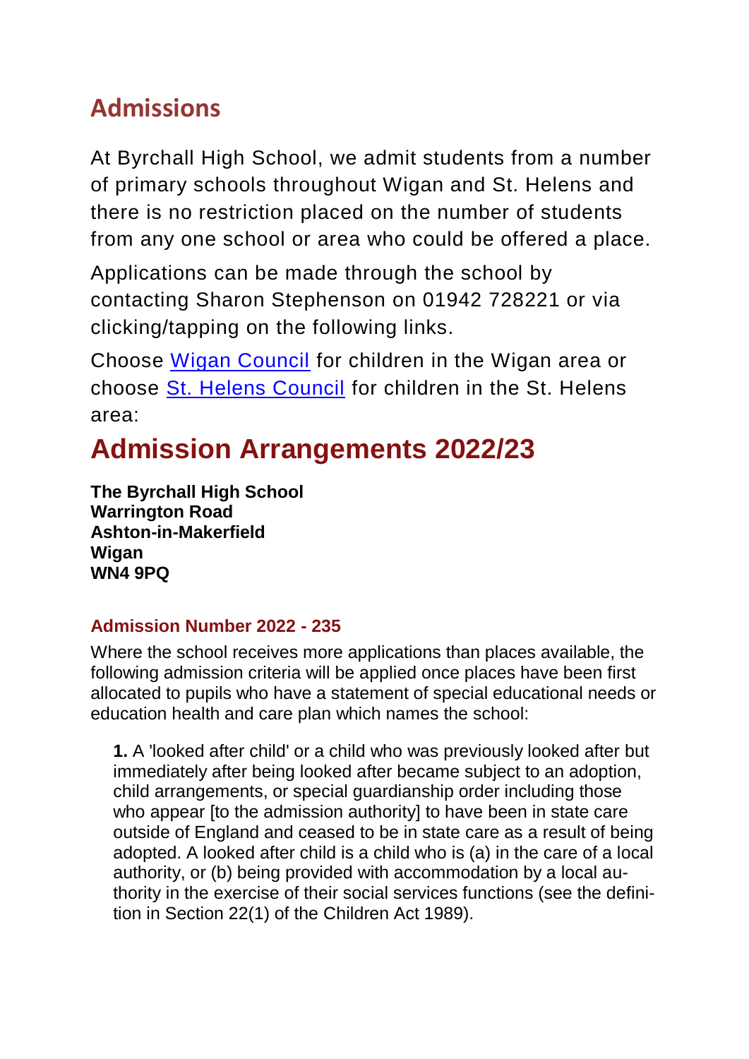## Admissions

At Byrchall High School, we admit students from a number of primary schools throughout Wigan and St. Helens and there is no restriction placed on the number of students from any one school or area who could be offered a place.

Applications can be made through the school by contacting Sharon Stephenson on 01942 728221 or via clicking/tapping on the following links.

Choose Wigan Council for children in the Wigan area or choose St. Helens Council for children in the St. Helens area:

# Admission Arrangements 2022/23

**The Byrchall High School**
**Warrington Road**
**Ashton-in-Makerfield**
**Wigan**
**WN4 9PQ**

### Admission Number 2022 - 235

Where the school receives more applications than places available, the following admission criteria will be applied once places have been first allocated to pupils who have a statement of special educational needs or education health and care plan which names the school:

**1.** A 'looked after child' or a child who was previously looked after but immediately after being looked after became subject to an adoption, child arrangements, or special guardianship order including those who appear [to the admission authority] to have been in state care outside of England and ceased to be in state care as a result of being adopted. A looked after child is a child who is (a) in the care of a local authority, or (b) being provided with accommodation by a local authority in the exercise of their social services functions (see the definition in Section 22(1) of the Children Act 1989).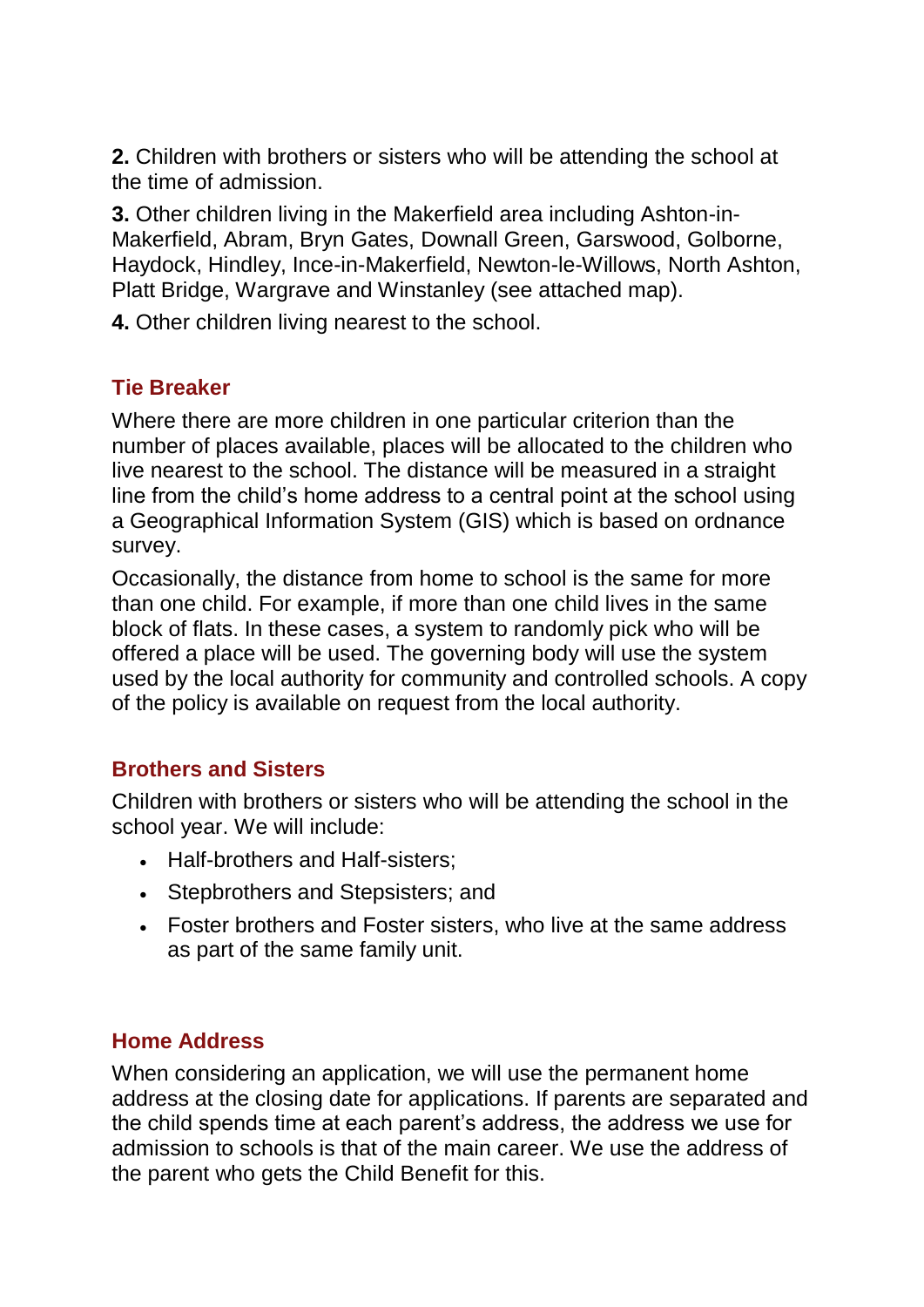**2.** Children with brothers or sisters who will be attending the school at the time of admission.

**3.** Other children living in the Makerfield area including Ashton-in-Makerfield, Abram, Bryn Gates, Downall Green, Garswood, Golborne, Haydock, Hindley, Ince-in-Makerfield, Newton-le-Willows, North Ashton, Platt Bridge, Wargrave and Winstanley (see attached map).

**4.** Other children living nearest to the school.

## Tie Breaker

Where there are more children in one particular criterion than the number of places available, places will be allocated to the children who live nearest to the school. The distance will be measured in a straight line from the child's home address to a central point at the school using a Geographical Information System (GIS) which is based on ordnance survey.

Occasionally, the distance from home to school is the same for more than one child. For example, if more than one child lives in the same block of flats. In these cases, a system to randomly pick who will be offered a place will be used. The governing body will use the system used by the local authority for community and controlled schools. A copy of the policy is available on request from the local authority.

## Brothers and Sisters

Children with brothers or sisters who will be attending the school in the school year. We will include:

- Half-brothers and Half-sisters;
- Stepbrothers and Stepsisters; and
- Foster brothers and Foster sisters, who live at the same address as part of the same family unit.

## Home Address

When considering an application, we will use the permanent home address at the closing date for applications. If parents are separated and the child spends time at each parent's address, the address we use for admission to schools is that of the main career. We use the address of the parent who gets the Child Benefit for this.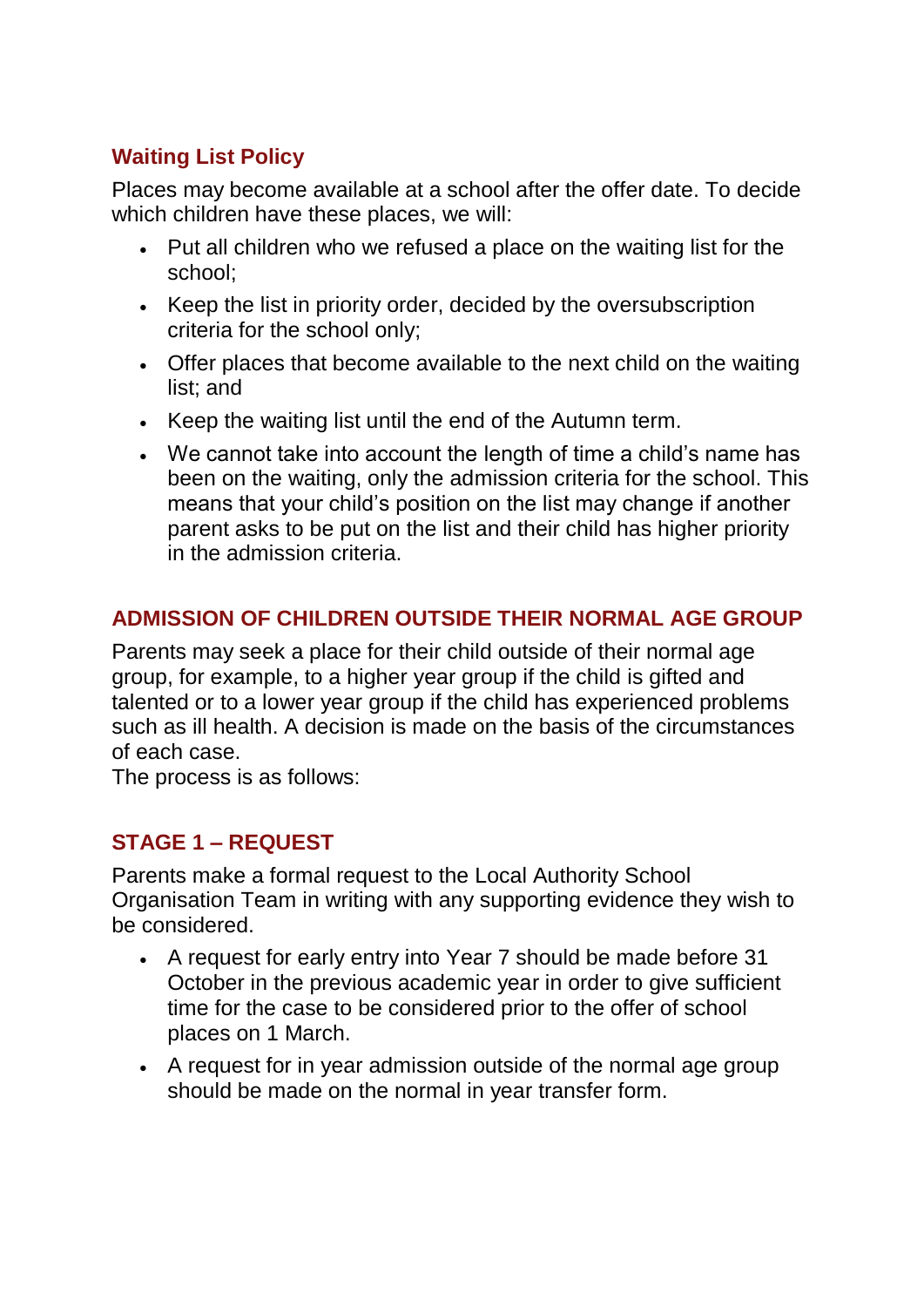## Waiting List Policy

Places may become available at a school after the offer date. To decide which children have these places, we will:

- Put all children who we refused a place on the waiting list for the school;
- Keep the list in priority order, decided by the oversubscription criteria for the school only;
- Offer places that become available to the next child on the waiting list; and
- Keep the waiting list until the end of the Autumn term.
- We cannot take into account the length of time a child's name has been on the waiting, only the admission criteria for the school. This means that your child's position on the list may change if another parent asks to be put on the list and their child has higher priority in the admission criteria.

## ADMISSION OF CHILDREN OUTSIDE THEIR NORMAL AGE GROUP

Parents may seek a place for their child outside of their normal age group, for example, to a higher year group if the child is gifted and talented or to a lower year group if the child has experienced problems such as ill health. A decision is made on the basis of the circumstances of each case.
The process is as follows:

## STAGE 1 – REQUEST

Parents make a formal request to the Local Authority School Organisation Team in writing with any supporting evidence they wish to be considered.

- A request for early entry into Year 7 should be made before 31 October in the previous academic year in order to give sufficient time for the case to be considered prior to the offer of school places on 1 March.
- A request for in year admission outside of the normal age group should be made on the normal in year transfer form.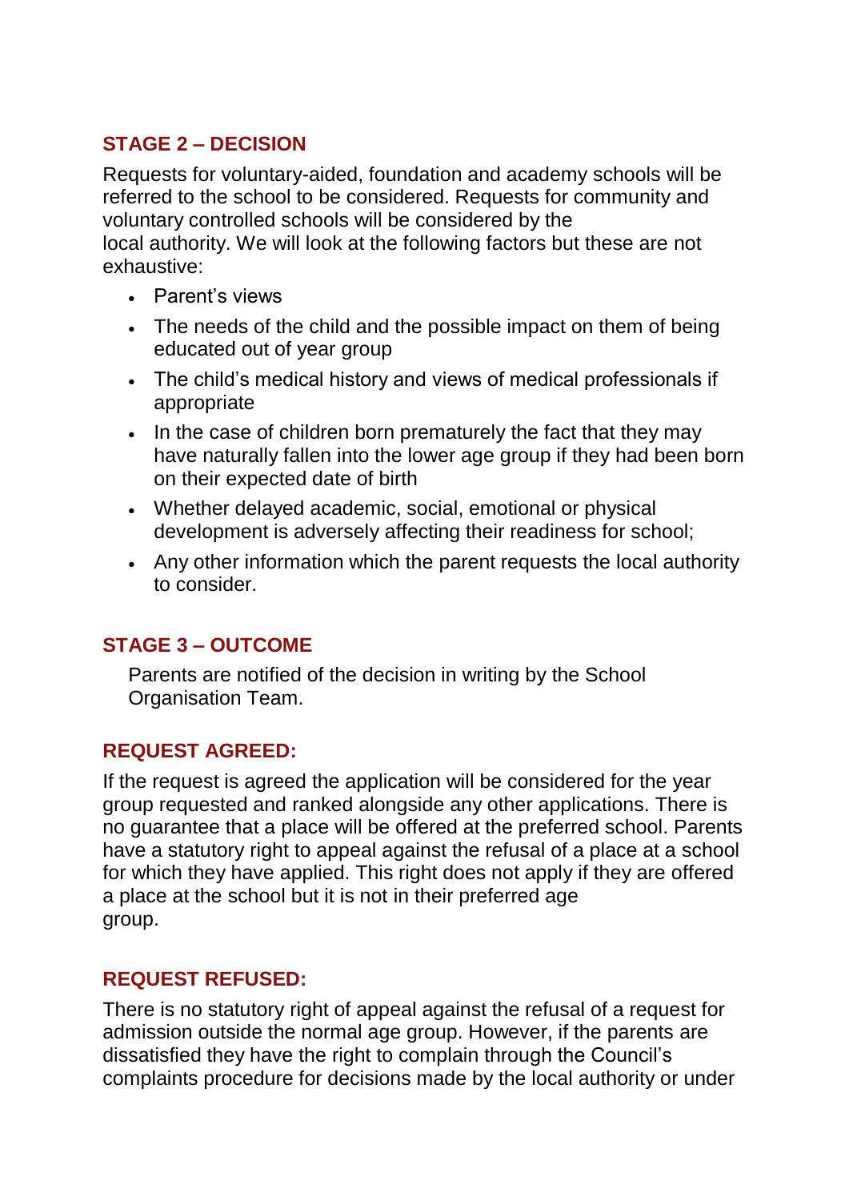## STAGE 2 – DECISION

Requests for voluntary-aided, foundation and academy schools will be referred to the school to be considered. Requests for community and voluntary controlled schools will be considered by the local authority. We will look at the following factors but these are not exhaustive:

- Parent's views
- The needs of the child and the possible impact on them of being educated out of year group
- The child's medical history and views of medical professionals if appropriate
- In the case of children born prematurely the fact that they may have naturally fallen into the lower age group if they had been born on their expected date of birth
- Whether delayed academic, social, emotional or physical development is adversely affecting their readiness for school;
- Any other information which the parent requests the local authority to consider.

## STAGE 3 – OUTCOME

Parents are notified of the decision in writing by the School Organisation Team.

## REQUEST AGREED:

If the request is agreed the application will be considered for the year group requested and ranked alongside any other applications. There is no guarantee that a place will be offered at the preferred school. Parents have a statutory right to appeal against the refusal of a place at a school for which they have applied. This right does not apply if they are offered a place at the school but it is not in their preferred age group.

## REQUEST REFUSED:

There is no statutory right of appeal against the refusal of a request for admission outside the normal age group. However, if the parents are dissatisfied they have the right to complain through the Council's complaints procedure for decisions made by the local authority or under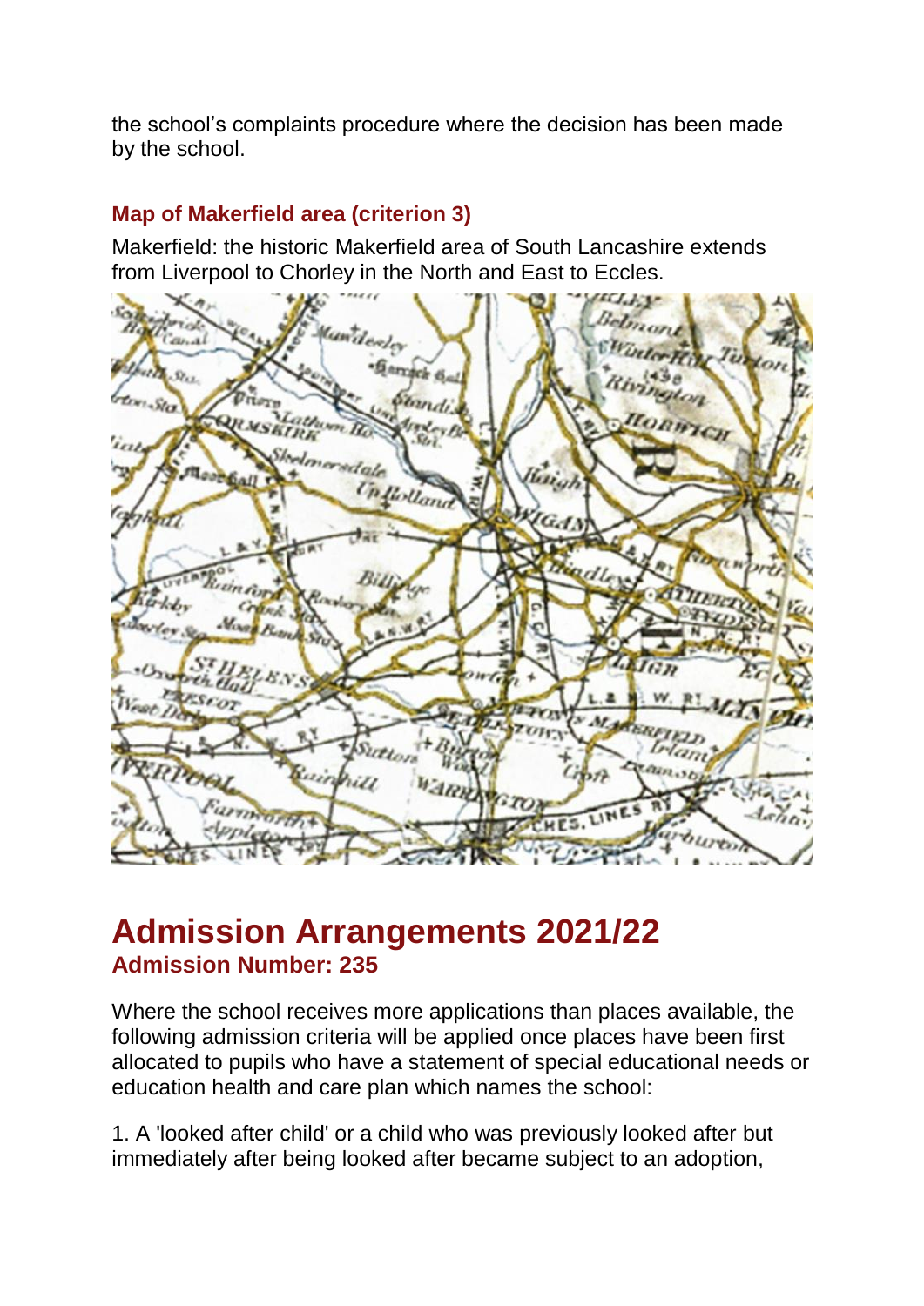the school's complaints procedure where the decision has been made by the school.

### Map of Makerfield area (criterion 3)

Makerfield: the historic Makerfield area of South Lancashire extends from Liverpool to Chorley in the North and East to Eccles.

# Admission Arrangements 2021/22

### Admission Number: 235

Where the school receives more applications than places available, the following admission criteria will be applied once places have been first allocated to pupils who have a statement of special educational needs or education health and care plan which names the school:

1. A 'looked after child' or a child who was previously looked after but immediately after being looked after became subject to an adoption,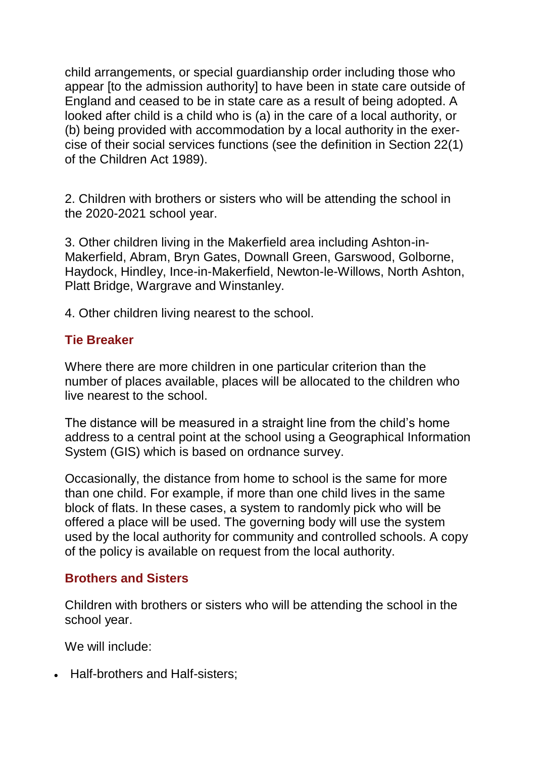child arrangements, or special guardianship order including those who appear [to the admission authority] to have been in state care outside of England and ceased to be in state care as a result of being adopted. A looked after child is a child who is (a) in the care of a local authority, or (b) being provided with accommodation by a local authority in the exercise of their social services functions (see the definition in Section 22(1) of the Children Act 1989).

2. Children with brothers or sisters who will be attending the school in the 2020-2021 school year.

3. Other children living in the Makerfield area including Ashton-in-Makerfield, Abram, Bryn Gates, Downall Green, Garswood, Golborne, Haydock, Hindley, Ince-in-Makerfield, Newton-le-Willows, North Ashton, Platt Bridge, Wargrave and Winstanley.

4. Other children living nearest to the school.

### Tie Breaker

Where there are more children in one particular criterion than the number of places available, places will be allocated to the children who live nearest to the school.

The distance will be measured in a straight line from the child's home address to a central point at the school using a Geographical Information System (GIS) which is based on ordnance survey.

Occasionally, the distance from home to school is the same for more than one child. For example, if more than one child lives in the same block of flats. In these cases, a system to randomly pick who will be offered a place will be used. The governing body will use the system used by the local authority for community and controlled schools. A copy of the policy is available on request from the local authority.

### Brothers and Sisters

Children with brothers or sisters who will be attending the school in the school year.

We will include:

- Half-brothers and Half-sisters;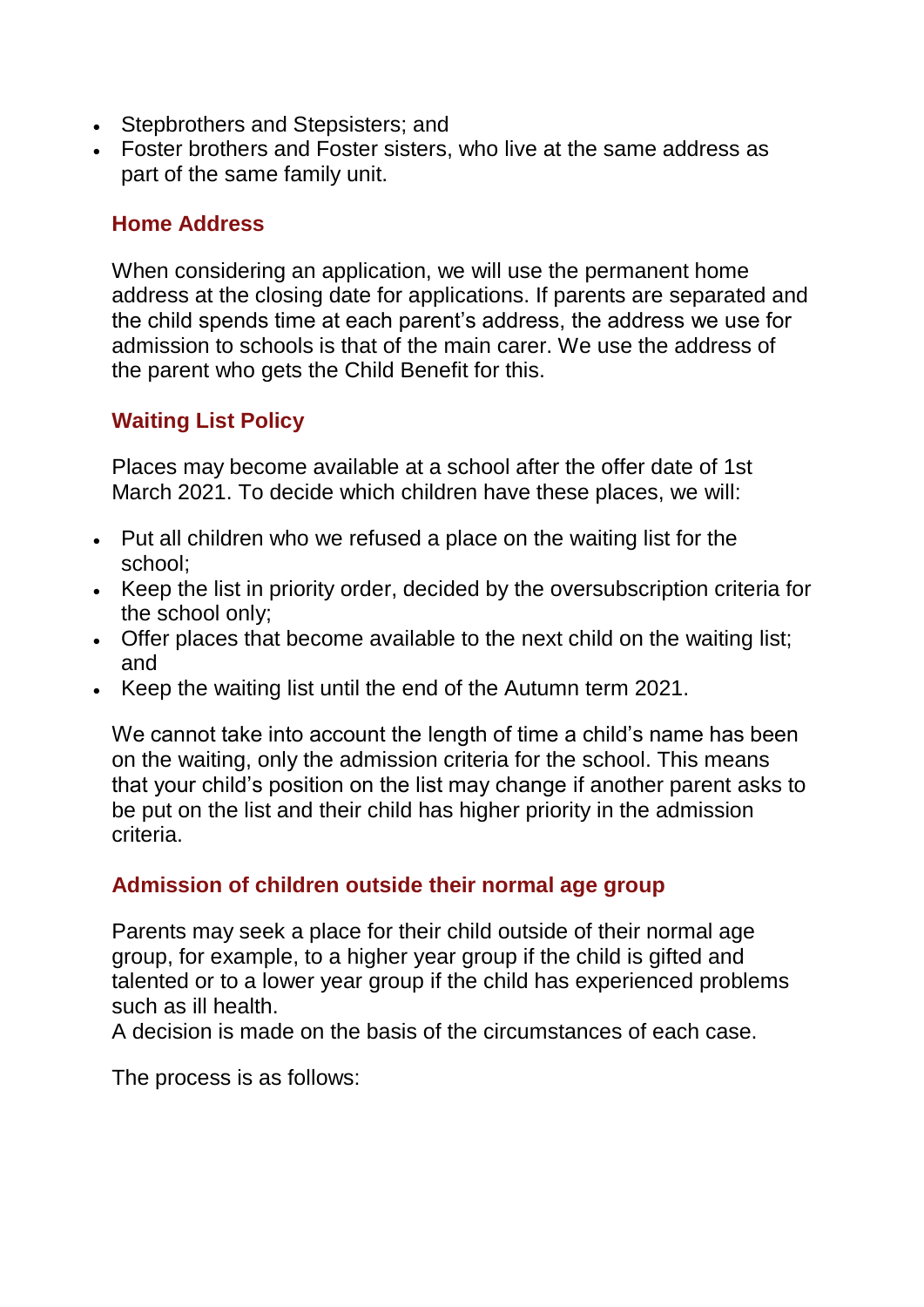- Stepbrothers and Stepsisters; and
- Foster brothers and Foster sisters, who live at the same address as part of the same family unit.

### Home Address

When considering an application, we will use the permanent home address at the closing date for applications. If parents are separated and the child spends time at each parent's address, the address we use for admission to schools is that of the main carer. We use the address of the parent who gets the Child Benefit for this.

### Waiting List Policy

Places may become available at a school after the offer date of 1st March 2021. To decide which children have these places, we will:

- Put all children who we refused a place on the waiting list for the school;
- Keep the list in priority order, decided by the oversubscription criteria for the school only;
- Offer places that become available to the next child on the waiting list; and
- Keep the waiting list until the end of the Autumn term 2021.

We cannot take into account the length of time a child's name has been on the waiting, only the admission criteria for the school. This means that your child's position on the list may change if another parent asks to be put on the list and their child has higher priority in the admission criteria.

### Admission of children outside their normal age group

Parents may seek a place for their child outside of their normal age group, for example, to a higher year group if the child is gifted and talented or to a lower year group if the child has experienced problems such as ill health.
A decision is made on the basis of the circumstances of each case.

The process is as follows: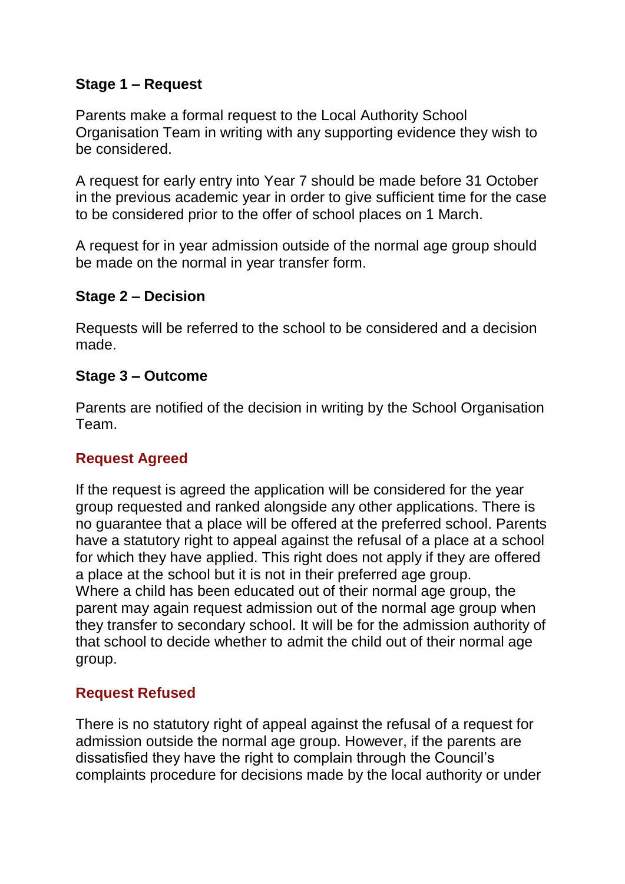**Stage 1 – Request**

Parents make a formal request to the Local Authority School Organisation Team in writing with any supporting evidence they wish to be considered.

A request for early entry into Year 7 should be made before 31 October in the previous academic year in order to give sufficient time for the case to be considered prior to the offer of school places on 1 March.

A request for in year admission outside of the normal age group should be made on the normal in year transfer form.

**Stage 2 – Decision**

Requests will be referred to the school to be considered and a decision made.

**Stage 3 – Outcome**

Parents are notified of the decision in writing by the School Organisation Team.

**Request Agreed**

If the request is agreed the application will be considered for the year group requested and ranked alongside any other applications. There is no guarantee that a place will be offered at the preferred school. Parents have a statutory right to appeal against the refusal of a place at a school for which they have applied. This right does not apply if they are offered a place at the school but it is not in their preferred age group.
Where a child has been educated out of their normal age group, the parent may again request admission out of the normal age group when they transfer to secondary school. It will be for the admission authority of that school to decide whether to admit the child out of their normal age group.

**Request Refused**

There is no statutory right of appeal against the refusal of a request for admission outside the normal age group. However, if the parents are dissatisfied they have the right to complain through the Council's complaints procedure for decisions made by the local authority or under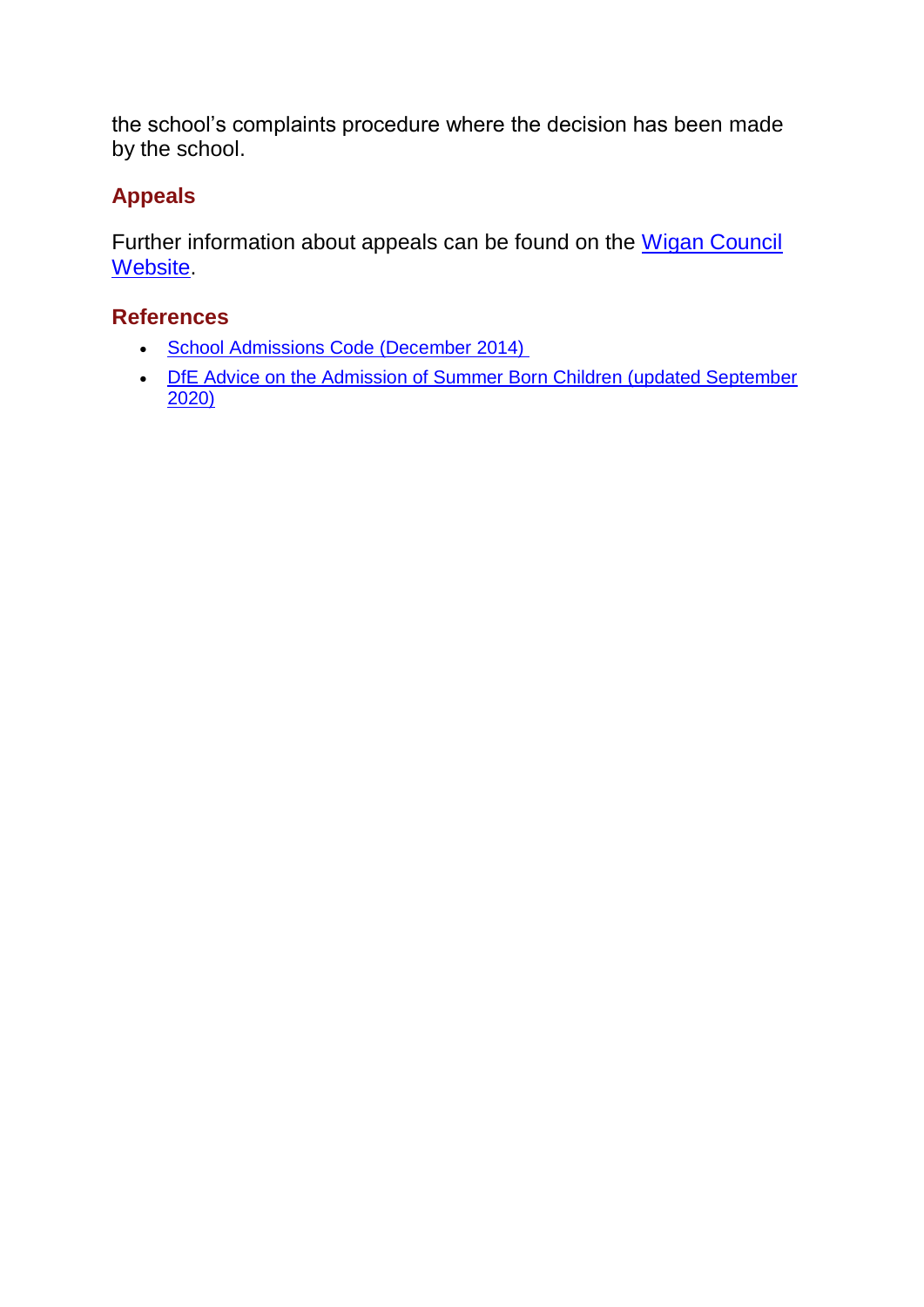the school's complaints procedure where the decision has been made by the school.

## Appeals

Further information about appeals can be found on the [Wigan Council Website](#).

## References

- [School Admissions Code (December 2014)](#)
- [DfE Advice on the Admission of Summer Born Children (updated September 2020)](#)